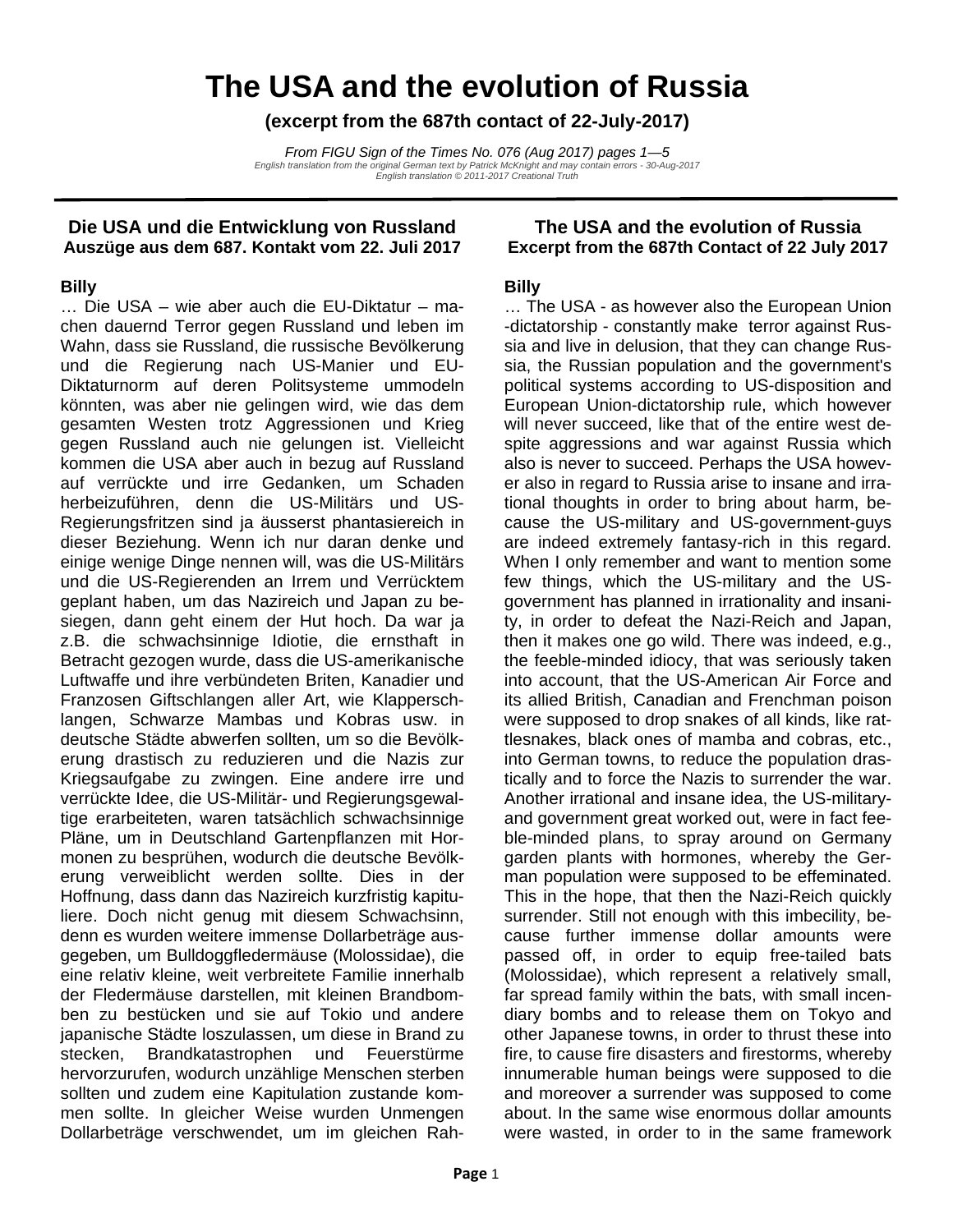# The USA and the evolution of Russia

**(excerpt from the 687th contact of 22-July-2017)**

*From FIGU Sign of the Times No. 076 (Aug 2017) pages 1—5*
*English translation from the original German text by Patrick McKnight and may contain errors - 30-Aug-2017*
*English translation © 2011-2017 Creational Truth*

---

## Die USA und die Entwicklung von Russland
**Auszüge aus dem 687. Kontakt vom 22. Juli 2017**

**Billy**

… Die USA – wie aber auch die EU-Diktatur – machen dauernd Terror gegen Russland und leben im Wahn, dass sie Russland, die russische Bevölkerung und die Regierung nach US-Manier und EU-Diktaturnorm auf deren Politsysteme ummodeln könnten, was aber nie gelingen wird, wie das dem gesamten Westen trotz Aggressionen und Krieg gegen Russland auch nie gelungen ist. Vielleicht kommen die USA aber auch in bezug auf Russland auf verrückte und irre Gedanken, um Schaden herbeizuführen, denn die US-Militärs und US-Regierungsfritzen sind ja äusserst phantasiereich in dieser Beziehung. Wenn ich nur daran denke und einige wenige Dinge nennen will, was die US-Militärs und die US-Regierenden an Irrem und Verrücktem geplant haben, um das Nazireich und Japan zu besiegen, dann geht einem der Hut hoch. Da war ja z.B. die schwachsinnige Idiotie, die ernsthaft in Betracht gezogen wurde, dass die US-amerikanische Luftwaffe und ihre verbündeten Briten, Kanadier und Franzosen Giftschlangen aller Art, wie Klapperschlangen, Schwarze Mambas und Kobras usw. in deutsche Städte abwerfen sollten, um so die Bevölkerung drastisch zu reduzieren und die Nazis zur Kriegsaufgabe zu zwingen. Eine andere irre und verrückte Idee, die US-Militär- und Regierungsgewaltige erarbeiteten, waren tatsächlich schwachsinnige Pläne, um in Deutschland Gartenpflanzen mit Hormonen zu besprühen, wodurch die deutsche Bevölkerung verweiblicht werden sollte. Dies in der Hoffnung, dass dann das Nazireich kurzfristig kapituliere. Doch nicht genug mit diesem Schwachsinn, denn es wurden weitere immense Dollarbeträge ausgegeben, um Bulldoggfledermäuse (Molossidae), die eine relativ kleine, weit verbreitete Familie innerhalb der Fledermäuse darstellen, mit kleinen Brandbomben zu bestücken und sie auf Tokio und andere japanische Städte loszulassen, um diese in Brand zu stecken, Brandkatastrophen und Feuerstürme hervorzurufen, wodurch unzählige Menschen sterben sollten und zudem eine Kapitulation zustande kommen sollte. In gleicher Weise wurden Unmengen Dollarbeträge verschwendet, um im gleichen Rah-

## The USA and the evolution of Russia
**Excerpt from the 687th Contact of 22 July 2017**

**Billy**

… The USA - as however also the European Union -dictatorship - constantly make terror against Russia and live in delusion, that they can change Russia, the Russian population and the government's political systems according to US-disposition and European Union-dictatorship rule, which however will never succeed, like that of the entire west despite aggressions and war against Russia which also is never to succeed. Perhaps the USA however also in regard to Russia arise to insane and irrational thoughts in order to bring about harm, because the US-military and US-government-guys are indeed extremely fantasy-rich in this regard. When I only remember and want to mention some few things, which the US-military and the US-government has planned in irrationality and insanity, in order to defeat the Nazi-Reich and Japan, then it makes one go wild. There was indeed, e.g., the feeble-minded idiocy, that was seriously taken into account, that the US-American Air Force and its allied British, Canadian and Frenchman poison were supposed to drop snakes of all kinds, like rattlesnakes, black ones of mamba and cobras, etc., into German towns, to reduce the population drastically and to force the Nazis to surrender the war. Another irrational and insane idea, the US-military- and government great worked out, were in fact feeble-minded plans, to spray around on Germany garden plants with hormones, whereby the German population were supposed to be effeminated. This in the hope, that then the Nazi-Reich quickly surrender. Still not enough with this imbecility, because further immense dollar amounts were passed off, in order to equip free-tailed bats (Molossidae), which represent a relatively small, far spread family within the bats, with small incendiary bombs and to release them on Tokyo and other Japanese towns, in order to thrust these into fire, to cause fire disasters and firestorms, whereby innumerable human beings were supposed to die and moreover a surrender was supposed to come about. In the same wise enormous dollar amounts were wasted, in order to in the same framework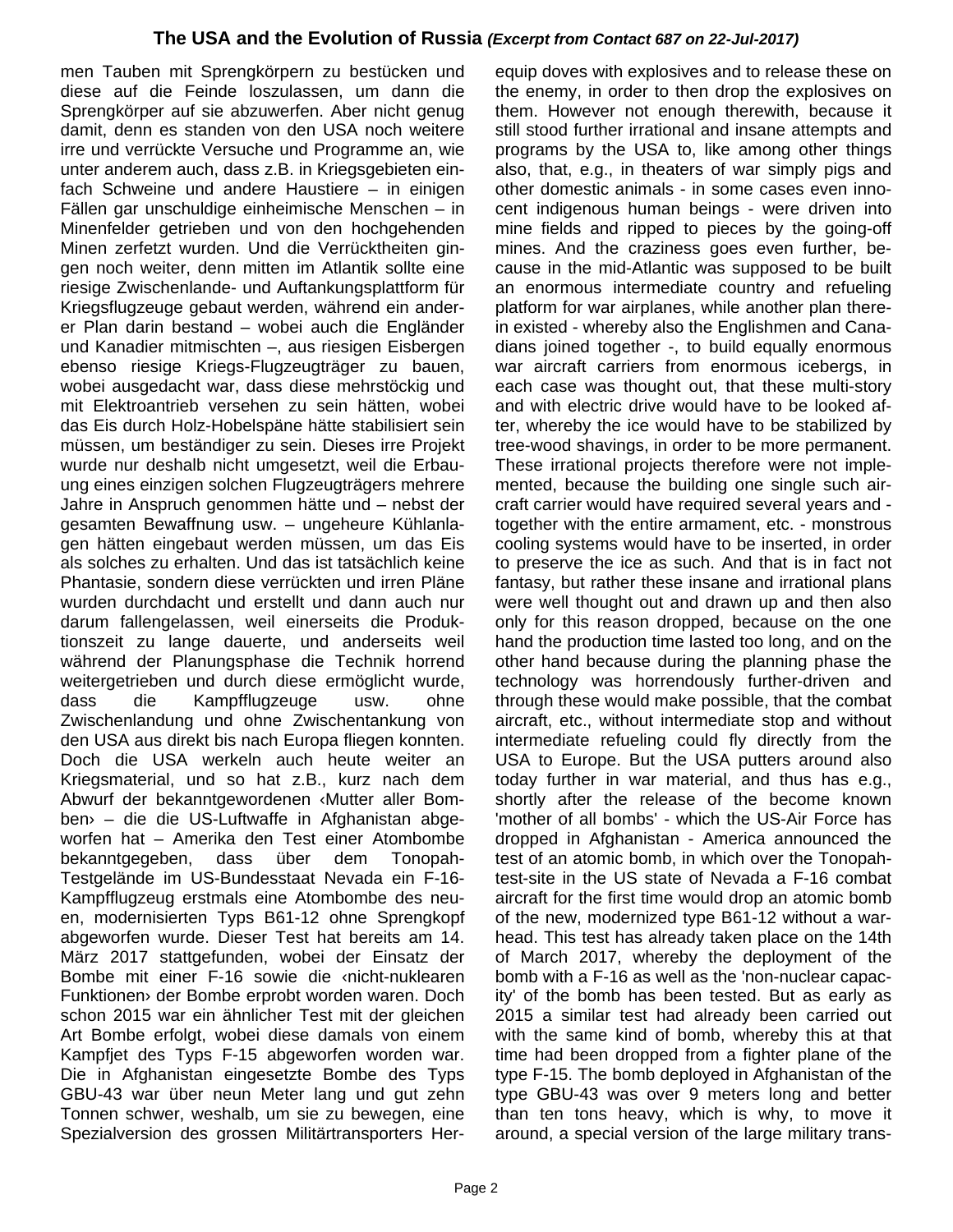men Tauben mit Sprengkörpern zu bestücken und diese auf die Feinde loszulassen, um dann die Sprengkörper auf sie abzuwerfen. Aber nicht genug damit, denn es standen von den USA noch weitere irre und verrückte Versuche und Programme an, wie unter anderem auch, dass z.B. in Kriegsgebieten einfach Schweine und andere Haustiere – in einigen Fällen gar unschuldige einheimische Menschen – in Minenfelder getrieben und von den hochgehenden Minen zerfetzt wurden. Und die Verrücktheiten gingen noch weiter, denn mitten im Atlantik sollte eine riesige Zwischenlande- und Auftankungsplattform für Kriegsflugzeuge gebaut werden, während ein anderer Plan darin bestand – wobei auch die Engländer und Kanadier mitmischten –, aus riesigen Eisbergen ebenso riesige Kriegs-Flugzeugträger zu bauen, wobei ausgedacht war, dass diese mehrstöckig und mit Elektroantrieb versehen zu sein hätten, wobei das Eis durch Holz-Hobelspäne hätte stabilisiert sein müssen, um beständiger zu sein. Dieses irre Projekt wurde nur deshalb nicht umgesetzt, weil die Erbauung eines einzigen solchen Flugzeugträgers mehrere Jahre in Anspruch genommen hätte und – nebst der gesamten Bewaffnung usw. – ungeheure Kühlanlagen hätten eingebaut werden müssen, um das Eis als solches zu erhalten. Und das ist tatsächlich keine Phantasie, sondern diese verrückten und irren Pläne wurden durchdacht und erstellt und dann auch nur darum fallengelassen, weil einerseits die Produktionszeit zu lange dauerte, und anderseits weil während der Planungsphase die Technik horrend weitergetrieben und durch diese ermöglicht wurde, dass die Kampfflugzeuge usw. ohne Zwischenlandung und ohne Zwischentankung von den USA aus direkt bis nach Europa fliegen konnten. Doch die USA werkeln auch heute weiter an Kriegsmaterial, und so hat z.B., kurz nach dem Abwurf der bekanntgewordenen ‹Mutter aller Bomben› – die die US-Luftwaffe in Afghanistan abgeworfen hat – Amerika den Test einer Atombombe bekanntgegeben, dass über dem Tonopah-Testgelände im US-Bundesstaat Nevada ein F-16-Kampfflugzeug erstmals eine Atombombe des neuen, modernisierten Typs B61-12 ohne Sprengkopf abgeworfen wurde. Dieser Test hat bereits am 14. März 2017 stattgefunden, wobei der Einsatz der Bombe mit einer F-16 sowie die ‹nicht-nuklearen Funktionen› der Bombe erprobt worden waren. Doch schon 2015 war ein ähnlicher Test mit der gleichen Art Bombe erfolgt, wobei diese damals von einem Kampfjet des Typs F-15 abgeworfen worden war. Die in Afghanistan eingesetzte Bombe des Typs GBU-43 war über neun Meter lang und gut zehn Tonnen schwer, weshalb, um sie zu bewegen, eine Spezialversion des grossen Militärtransporters Her-

equip doves with explosives and to release these on the enemy, in order to then drop the explosives on them. However not enough therewith, because it still stood further irrational and insane attempts and programs by the USA to, like among other things also, that, e.g., in theaters of war simply pigs and other domestic animals - in some cases even innocent indigenous human beings - were driven into mine fields and ripped to pieces by the going-off mines. And the craziness goes even further, because in the mid-Atlantic was supposed to be built an enormous intermediate country and refueling platform for war airplanes, while another plan therein existed - whereby also the Englishmen and Canadians joined together -, to build equally enormous war aircraft carriers from enormous icebergs, in each case was thought out, that these multi-story and with electric drive would have to be looked after, whereby the ice would have to be stabilized by tree-wood shavings, in order to be more permanent. These irrational projects therefore were not implemented, because the building one single such aircraft carrier would have required several years and - together with the entire armament, etc. - monstrous cooling systems would have to be inserted, in order to preserve the ice as such. And that is in fact not fantasy, but rather these insane and irrational plans were well thought out and drawn up and then also only for this reason dropped, because on the one hand the production time lasted too long, and on the other hand because during the planning phase the technology was horrendously further-driven and through these would make possible, that the combat aircraft, etc., without intermediate stop and without intermediate refueling could fly directly from the USA to Europe. But the USA putters around also today further in war material, and thus has e.g., shortly after the release of the become known 'mother of all bombs' - which the US-Air Force has dropped in Afghanistan - America announced the test of an atomic bomb, in which over the Tonopah-test-site in the US state of Nevada a F-16 combat aircraft for the first time would drop an atomic bomb of the new, modernized type B61-12 without a warhead. This test has already taken place on the 14th of March 2017, whereby the deployment of the bomb with a F-16 as well as the 'non-nuclear capacity' of the bomb has been tested. But as early as 2015 a similar test had already been carried out with the same kind of bomb, whereby this at that time had been dropped from a fighter plane of the type F-15. The bomb deployed in Afghanistan of the type GBU-43 was over 9 meters long and better than ten tons heavy, which is why, to move it around, a special version of the large military trans-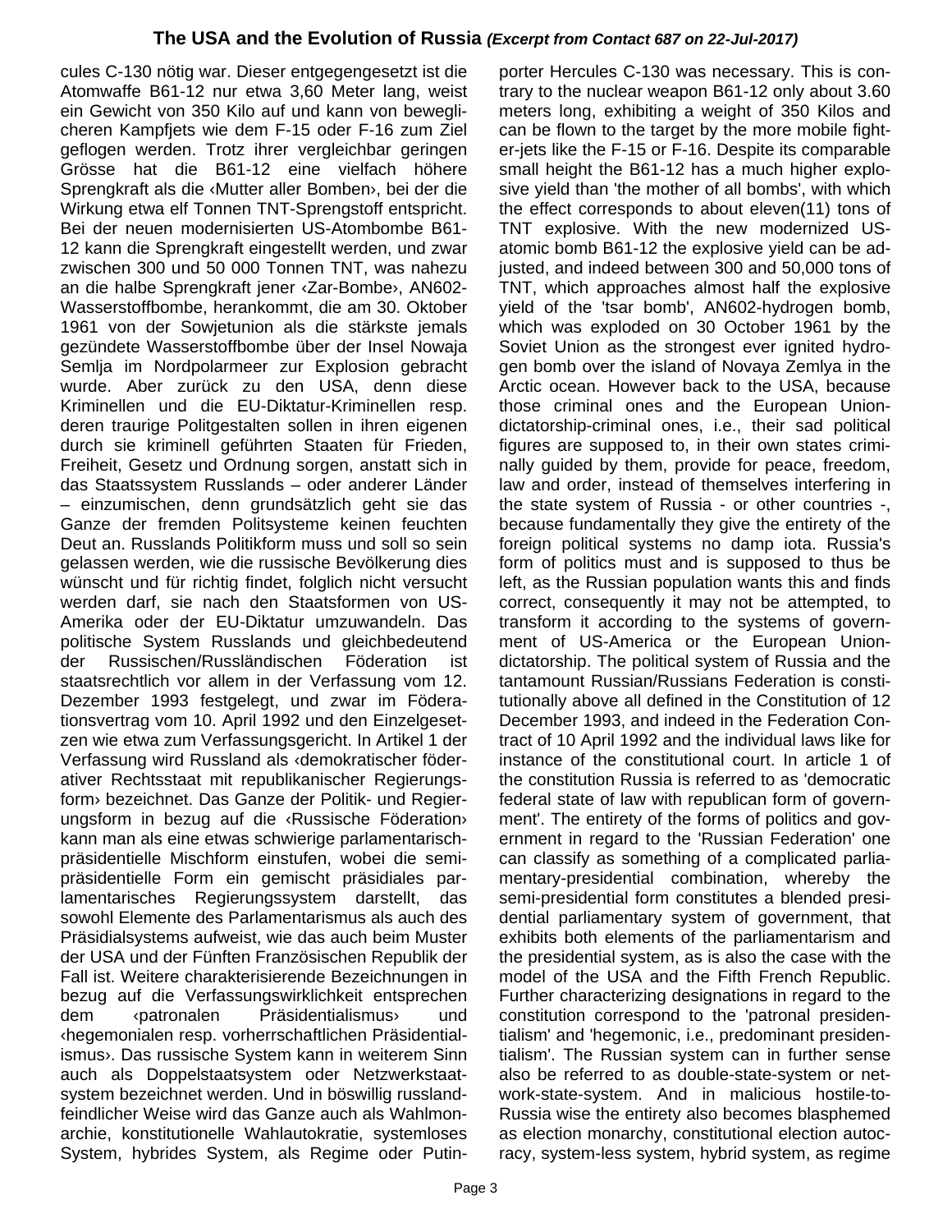cules C-130 nötig war. Dieser entgegengesetzt ist die Atomwaffe B61-12 nur etwa 3,60 Meter lang, weist ein Gewicht von 350 Kilo auf und kann von beweglicheren Kampfjets wie dem F-15 oder F-16 zum Ziel geflogen werden. Trotz ihrer vergleichbar geringen Grösse hat die B61-12 eine vielfach höhere Sprengkraft als die ‹Mutter aller Bomben›, bei der die Wirkung etwa elf Tonnen TNT-Sprengstoff entspricht. Bei der neuen modernisierten US-Atombombe B61-12 kann die Sprengkraft eingestellt werden, und zwar zwischen 300 und 50 000 Tonnen TNT, was nahezu an die halbe Sprengkraft jener ‹Zar-Bombe›, AN602-Wasserstoffbombe, herankommt, die am 30. Oktober 1961 von der Sowjetunion als die stärkste jemals gezündete Wasserstoffbombe über der Insel Nowaja Semlja im Nordpolarmeer zur Explosion gebracht wurde. Aber zurück zu den USA, denn diese Kriminellen und die EU-Diktatur-Kriminellen resp. deren traurige Politgestalten sollen in ihren eigenen durch sie kriminell geführten Staaten für Frieden, Freiheit, Gesetz und Ordnung sorgen, anstatt sich in das Staatssystem Russlands – oder anderer Länder – einzumischen, denn grundsätzlich geht sie das Ganze der fremden Politsysteme keinen feuchten Deut an. Russlands Politikform muss und soll so sein gelassen werden, wie die russische Bevölkerung dies wünscht und für richtig findet, folglich nicht versucht werden darf, sie nach den Staatsformen von US-Amerika oder der EU-Diktatur umzuwandeln. Das politische System Russlands und gleichbedeutend der Russischen/Russländischen Föderation ist staatsrechtlich vor allem in der Verfassung vom 12. Dezember 1993 festgelegt, und zwar im Föderationsvertrag vom 10. April 1992 und den Einzelgesetzen wie etwa zum Verfassungsgericht. In Artikel 1 der Verfassung wird Russland als ‹demokratischer föderativer Rechtsstaat mit republikanischer Regierungsform› bezeichnet. Das Ganze der Politik- und Regierungsform in bezug auf die ‹Russische Föderation› kann man als eine etwas schwierige parlamentarisch-präsidentielle Mischform einstufen, wobei die semi-präsidentielle Form ein gemischt präsidiales parlamentarisches Regierungssystem darstellt, das sowohl Elemente des Parlamentarismus als auch des Präsidialsystems aufweist, wie das auch beim Muster der USA und der Fünften Französischen Republik der Fall ist. Weitere charakterisierende Bezeichnungen in bezug auf die Verfassungswirklichkeit entsprechen dem ‹patronalen Präsidentialismus› und ‹hegemonialen resp. vorherrschaftlichen Präsidentialismus›. Das russische System kann in weiterem Sinn auch als Doppelstaatsystem oder Netzwerkstaatsystem bezeichnet werden. Und in böswillig russlandfeindlicher Weise wird das Ganze auch als Wahlmonarchie, konstitutionelle Wahlautokratie, systemloses System, hybrides System, als Regime oder Putin-

porter Hercules C-130 was necessary. This is contrary to the nuclear weapon B61-12 only about 3.60 meters long, exhibiting a weight of 350 Kilos and can be flown to the target by the more mobile fighter-jets like the F-15 or F-16. Despite its comparable small height the B61-12 has a much higher explosive yield than 'the mother of all bombs', with which the effect corresponds to about eleven(11) tons of TNT explosive. With the new modernized US-atomic bomb B61-12 the explosive yield can be adjusted, and indeed between 300 and 50,000 tons of TNT, which approaches almost half the explosive yield of the 'tsar bomb', AN602-hydrogen bomb, which was exploded on 30 October 1961 by the Soviet Union as the strongest ever ignited hydrogen bomb over the island of Novaya Zemlya in the Arctic ocean. However back to the USA, because those criminal ones and the European Union-dictatorship-criminal ones, i.e., their sad political figures are supposed to, in their own states criminally guided by them, provide for peace, freedom, law and order, instead of themselves interfering in the state system of Russia - or other countries -, because fundamentally they give the entirety of the foreign political systems no damp iota. Russia's form of politics must and is supposed to thus be left, as the Russian population wants this and finds correct, consequently it may not be attempted, to transform it according to the systems of government of US-America or the European Union-dictatorship. The political system of Russia and the tantamount Russian/Russians Federation is constitutionally above all defined in the Constitution of 12 December 1993, and indeed in the Federation Contract of 10 April 1992 and the individual laws like for instance of the constitutional court. In article 1 of the constitution Russia is referred to as 'democratic federal state of law with republican form of government'. The entirety of the forms of politics and government in regard to the 'Russian Federation' one can classify as something of a complicated parliamentary-presidential combination, whereby the semi-presidential form constitutes a blended presidential parliamentary system of government, that exhibits both elements of the parliamentarism and the presidential system, as is also the case with the model of the USA and the Fifth French Republic. Further characterizing designations in regard to the constitution correspond to the 'patronal presidentialism' and 'hegemonic, i.e., predominant presidentialism'. The Russian system can in further sense also be referred to as double-state-system or network-state-system. And in malicious hostile-to-Russia wise the entirety also becomes blasphemed as election monarchy, constitutional election autocracy, system-less system, hybrid system, as regime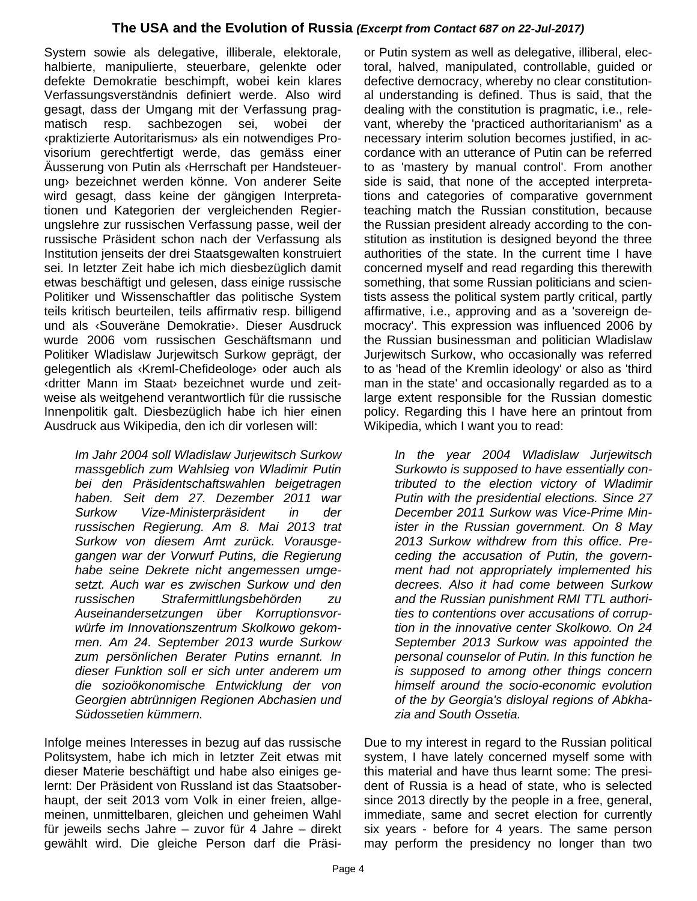System sowie als delegative, illiberale, elektorale, halbierte, manipulierte, steuerbare, gelenkte oder defekte Demokratie beschimpft, wobei kein klares Verfassungsverständnis definiert werde. Also wird gesagt, dass der Umgang mit der Verfassung pragmatisch resp. sachbezogen sei, wobei der ‹praktizierte Autoritarismus› als ein notwendiges Provisorium gerechtfertigt werde, das gemäss einer Äusserung von Putin als ‹Herrschaft per Handsteuerung› bezeichnet werden könne. Von anderer Seite wird gesagt, dass keine der gängigen Interpretationen und Kategorien der vergleichenden Regierungslehre zur russischen Verfassung passe, weil der russische Präsident schon nach der Verfassung als Institution jenseits der drei Staatsgewalten konstruiert sei. In letzter Zeit habe ich mich diesbezüglich damit etwas beschäftigt und gelesen, dass einige russische Politiker und Wissenschaftler das politische System teils kritisch beurteilen, teils affirmativ resp. billigend und als ‹Souveräne Demokratie›. Dieser Ausdruck wurde 2006 vom russischen Geschäftsmann und Politiker Wladislaw Jurjewitsch Surkow geprägt, der gelegentlich als ‹Kreml-Chefideologe› oder auch als ‹dritter Mann im Staat› bezeichnet wurde und zeitweise als weitgehend verantwortlich für die russische Innenpolitik galt. Diesbezüglich habe ich hier einen Ausdruck aus Wikipedia, den ich dir vorlesen will:

> *Im Jahr 2004 soll Wladislaw Jurjewitsch Surkow massgeblich zum Wahlsieg von Wladimir Putin bei den Präsidentschaftswahlen beigetragen haben. Seit dem 27. Dezember 2011 war Surkow Vize-Ministerpräsident in der russischen Regierung. Am 8. Mai 2013 trat Surkow von diesem Amt zurück. Vorausgegangen war der Vorwurf Putins, die Regierung habe seine Dekrete nicht angemessen umgesetzt. Auch war es zwischen Surkow und den russischen Strafermittlungsbehörden zu Auseinandersetzungen über Korruptionsvorwürfe im Innovationszentrum Skolkowo gekommen. Am 24. September 2013 wurde Surkow zum persönlichen Berater Putins ernannt. In dieser Funktion soll er sich unter anderem um die sozioökonomische Entwicklung der von Georgien abtrünnigen Regionen Abchasien und Südossetien kümmern.*

Infolge meines Interesses in bezug auf das russische Politsystem, habe ich mich in letzter Zeit etwas mit dieser Materie beschäftigt und habe also einiges gelernt: Der Präsident von Russland ist das Staatsoberhaupt, der seit 2013 vom Volk in einer freien, allgemeinen, unmittelbaren, gleichen und geheimen Wahl für jeweils sechs Jahre – zuvor für 4 Jahre – direkt gewählt wird. Die gleiche Person darf die Präsi-

or Putin system as well as delegative, illiberal, electoral, halved, manipulated, controllable, guided or defective democracy, whereby no clear constitutional understanding is defined. Thus is said, that the dealing with the constitution is pragmatic, i.e., relevant, whereby the 'practiced authoritarianism' as a necessary interim solution becomes justified, in accordance with an utterance of Putin can be referred to as 'mastery by manual control'. From another side is said, that none of the accepted interpretations and categories of comparative government teaching match the Russian constitution, because the Russian president already according to the constitution as institution is designed beyond the three authorities of the state. In the current time I have concerned myself and read regarding this therewith something, that some Russian politicians and scientists assess the political system partly critical, partly affirmative, i.e., approving and as a 'sovereign democracy'. This expression was influenced 2006 by the Russian businessman and politician Wladislaw Jurjewitsch Surkow, who occasionally was referred to as 'head of the Kremlin ideology' or also as 'third man in the state' and occasionally regarded as to a large extent responsible for the Russian domestic policy. Regarding this I have here an printout from Wikipedia, which I want you to read:

> *In the year 2004 Wladislaw Jurjewitsch Surkowto is supposed to have essentially contributed to the election victory of Wladimir Putin with the presidential elections. Since 27 December 2011 Surkow was Vice-Prime Minister in the Russian government. On 8 May 2013 Surkow withdrew from this office. Preceding the accusation of Putin, the government had not appropriately implemented his decrees. Also it had come between Surkow and the Russian punishment RMI TTL authorities to contentions over accusations of corruption in the innovative center Skolkowo. On 24 September 2013 Surkow was appointed the personal counselor of Putin. In this function he is supposed to among other things concern himself around the socio-economic evolution of the by Georgia's disloyal regions of Abkhazia and South Ossetia.*

Due to my interest in regard to the Russian political system, I have lately concerned myself some with this material and have thus learnt some: The president of Russia is a head of state, who is selected since 2013 directly by the people in a free, general, immediate, same and secret election for currently six years - before for 4 years. The same person may perform the presidency no longer than two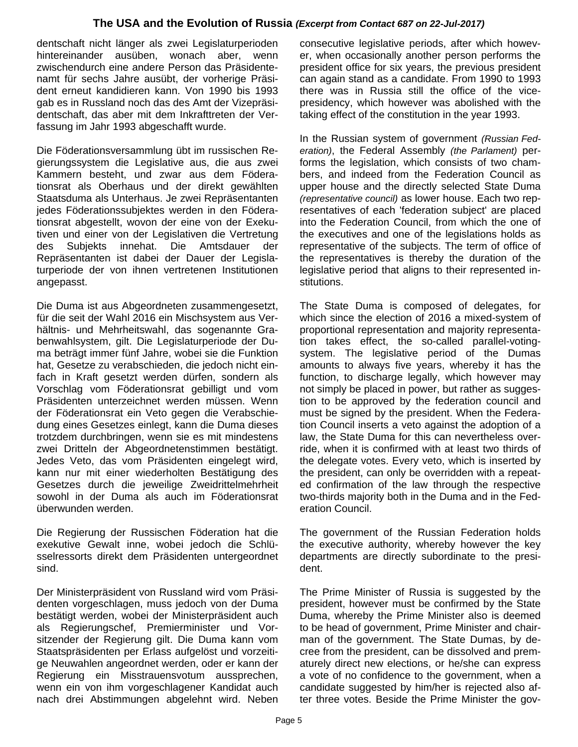dentschaft nicht länger als zwei Legislaturperioden hintereinander ausüben, wonach aber, wenn zwischendurch eine andere Person das Präsidentenamt für sechs Jahre ausübt, der vorherige Präsident erneut kandidieren kann. Von 1990 bis 1993 gab es in Russland noch das des Amt der Vizepräsidentschaft, das aber mit dem Inkrafttreten der Verfassung im Jahr 1993 abgeschafft wurde.

Die Föderationsversammlung übt im russischen Regierungssystem die Legislative aus, die aus zwei Kammern besteht, und zwar aus dem Föderationsrat als Oberhaus und der direkt gewählten Staatsduma als Unterhaus. Je zwei Repräsentanten jedes Föderationssubjektes werden in den Föderationsrat abgestellt, wovon der eine von der Exekutiven und einer von der Legislativen die Vertretung des Subjekts innehat. Die Amtsdauer der Repräsentanten ist dabei der Dauer der Legislaturperiode der von ihnen vertretenen Institutionen angepasst.

Die Duma ist aus Abgeordneten zusammengesetzt, für die seit der Wahl 2016 ein Mischsystem aus Verhältnis- und Mehrheitswahl, das sogenannte Grabenwahlsystem, gilt. Die Legislaturperiode der Duma beträgt immer fünf Jahre, wobei sie die Funktion hat, Gesetze zu verabschieden, die jedoch nicht einfach in Kraft gesetzt werden dürfen, sondern als Vorschlag vom Föderationsrat gebilligt und vom Präsidenten unterzeichnet werden müssen. Wenn der Föderationsrat ein Veto gegen die Verabschiedung eines Gesetzes einlegt, kann die Duma dieses trotzdem durchbringen, wenn sie es mit mindestens zwei Dritteln der Abgeordnetenstimmen bestätigt. Jedes Veto, das vom Präsidenten eingelegt wird, kann nur mit einer wiederholten Bestätigung des Gesetzes durch die jeweilige Zweidrittelmehrheit sowohl in der Duma als auch im Föderationsrat überwunden werden.

Die Regierung der Russischen Föderation hat die exekutive Gewalt inne, wobei jedoch die Schlüsselressorts direkt dem Präsidenten untergeordnet sind.

Der Ministerpräsident von Russland wird vom Präsidenten vorgeschlagen, muss jedoch von der Duma bestätigt werden, wobei der Ministerpräsident auch als Regierungschef, Premierminister und Vorsitzender der Regierung gilt. Die Duma kann vom Staatspräsidenten per Erlass aufgelöst und vorzeitige Neuwahlen angeordnet werden, oder er kann der Regierung ein Misstrauensvotum aussprechen, wenn ein von ihm vorgeschlagener Kandidat auch nach drei Abstimmungen abgelehnt wird. Neben

consecutive legislative periods, after which however, when occasionally another person performs the president office for six years, the previous president can again stand as a candidate. From 1990 to 1993 there was in Russia still the office of the vice-presidency, which however was abolished with the taking effect of the constitution in the year 1993.

In the Russian system of government *(Russian Federation)*, the Federal Assembly *(the Parlament)* performs the legislation, which consists of two chambers, and indeed from the Federation Council as upper house and the directly selected State Duma *(representative council)* as lower house. Each two representatives of each 'federation subject' are placed into the Federation Council, from which the one of the executives and one of the legislations holds as representative of the subjects. The term of office of the representatives is thereby the duration of the legislative period that aligns to their represented institutions.

The State Duma is composed of delegates, for which since the election of 2016 a mixed-system of proportional representation and majority representation takes effect, the so-called parallel-voting-system. The legislative period of the Dumas amounts to always five years, whereby it has the function, to discharge legally, which however may not simply be placed in power, but rather as suggestion to be approved by the federation council and must be signed by the president. When the Federation Council inserts a veto against the adoption of a law, the State Duma for this can nevertheless override, when it is confirmed with at least two thirds of the delegate votes. Every veto, which is inserted by the president, can only be overridden with a repeated confirmation of the law through the respective two-thirds majority both in the Duma and in the Federation Council.

The government of the Russian Federation holds the executive authority, whereby however the key departments are directly subordinate to the president.

The Prime Minister of Russia is suggested by the president, however must be confirmed by the State Duma, whereby the Prime Minister also is deemed to be head of government, Prime Minister and chairman of the government. The State Dumas, by decree from the president, can be dissolved and prematurely direct new elections, or he/she can express a vote of no confidence to the government, when a candidate suggested by him/her is rejected also after three votes. Beside the Prime Minister the gov-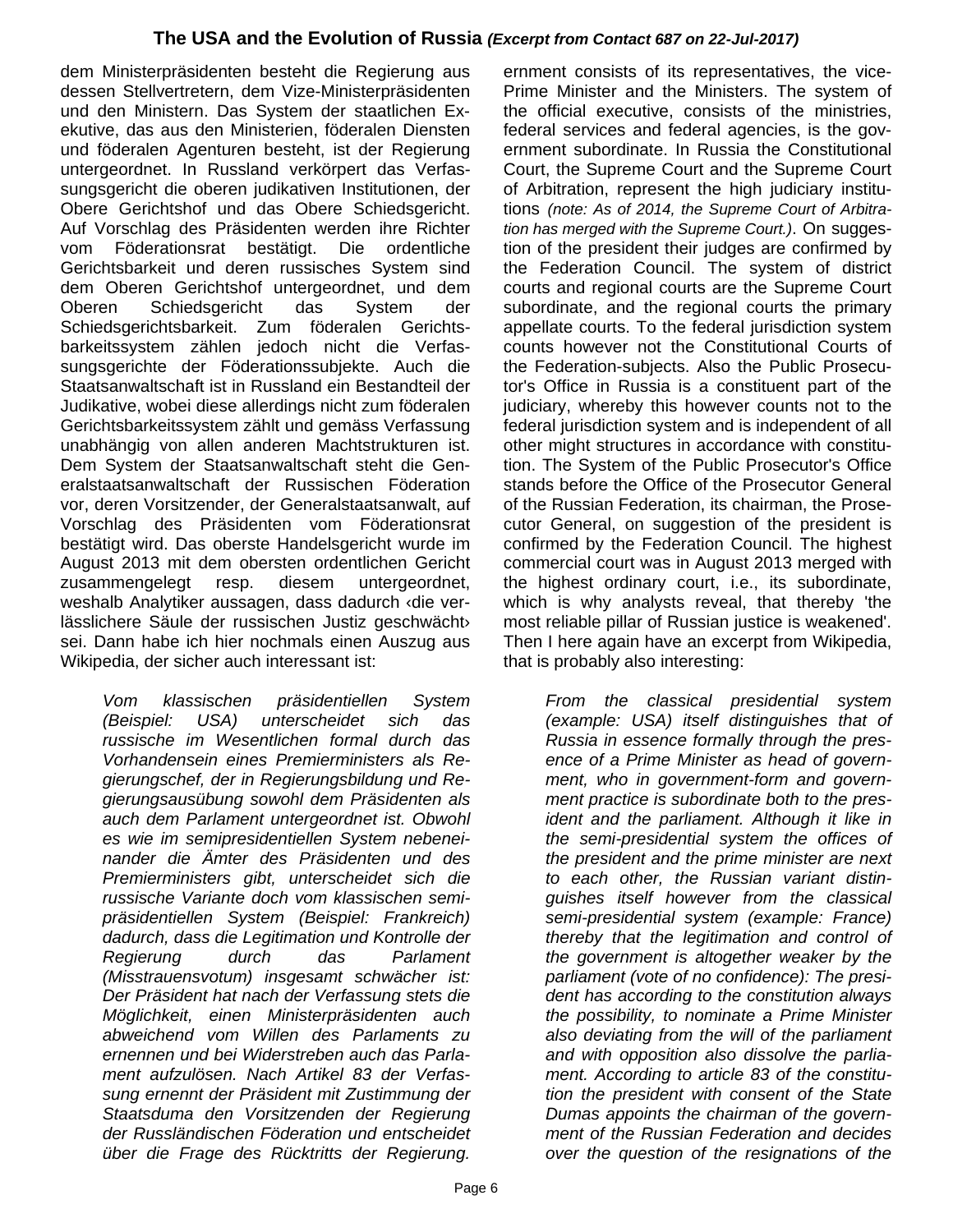dem Ministerpräsidenten besteht die Regierung aus dessen Stellvertretern, dem Vize-Ministerpräsidenten und den Ministern. Das System der staatlichen Exekutive, das aus den Ministerien, föderalen Diensten und föderalen Agenturen besteht, ist der Regierung untergeordnet. In Russland verkörpert das Verfassungsgericht die oberen judikativen Institutionen, der Obere Gerichtshof und das Obere Schiedsgericht. Auf Vorschlag des Präsidenten werden ihre Richter vom Föderationsrat bestätigt. Die ordentliche Gerichtsbarkeit und deren russisches System sind dem Oberen Gerichtshof untergeordnet, und dem Oberen Schiedsgericht das System der Schiedsgerichtsbarkeit. Zum föderalen Gerichtsbarkeitssystem zählen jedoch nicht die Verfassungsgerichte der Föderationssubjekte. Auch die Staatsanwaltschaft ist in Russland ein Bestandteil der Judikative, wobei diese allerdings nicht zum föderalen Gerichtsbarkeitssystem zählt und gemäss Verfassung unabhängig von allen anderen Machtstrukturen ist. Dem System der Staatsanwaltschaft steht die Generalstaatsanwaltschaft der Russischen Föderation vor, deren Vorsitzender, der Generalstaatsanwalt, auf Vorschlag des Präsidenten vom Föderationsrat bestätigt wird. Das oberste Handelsgericht wurde im August 2013 mit dem obersten ordentlichen Gericht zusammengelegt resp. diesem untergeordnet, weshalb Analytiker aussagen, dass dadurch ‹die verlässlichere Säule der russischen Justiz geschwächt› sei. Dann habe ich hier nochmals einen Auszug aus Wikipedia, der sicher auch interessant ist:

> *Vom klassischen präsidentiellen System (Beispiel: USA) unterscheidet sich das russische im Wesentlichen formal durch das Vorhandensein eines Premierministers als Regierungschef, der in Regierungsbildung und Regierungsausübung sowohl dem Präsidenten als auch dem Parlament untergeordnet ist. Obwohl es wie im semipresidentiellen System nebeneinander die Ämter des Präsidenten und des Premierministers gibt, unterscheidet sich die russische Variante doch vom klassischen semipräsidentiellen System (Beispiel: Frankreich) dadurch, dass die Legitimation und Kontrolle der Regierung durch das Parlament (Misstrauensvotum) insgesamt schwächer ist: Der Präsident hat nach der Verfassung stets die Möglichkeit, einen Ministerpräsidenten auch abweichend vom Willen des Parlaments zu ernennen und bei Widerstreben auch das Parlament aufzulösen. Nach Artikel 83 der Verfassung ernennt der Präsident mit Zustimmung der Staatsduma den Vorsitzenden der Regierung der Russländischen Föderation und entscheidet über die Frage des Rücktritts der Regierung.*

ernment consists of its representatives, the vice-Prime Minister and the Ministers. The system of the official executive, consists of the ministries, federal services and federal agencies, is the government subordinate. In Russia the Constitutional Court, the Supreme Court and the Supreme Court of Arbitration, represent the high judiciary institutions *(note: As of 2014, the Supreme Court of Arbitration has merged with the Supreme Court.)*. On suggestion of the president their judges are confirmed by the Federation Council. The system of district courts and regional courts are the Supreme Court subordinate, and the regional courts the primary appellate courts. To the federal jurisdiction system counts however not the Constitutional Courts of the Federation-subjects. Also the Public Prosecutor's Office in Russia is a constituent part of the judiciary, whereby this however counts not to the federal jurisdiction system and is independent of all other might structures in accordance with constitution. The System of the Public Prosecutor's Office stands before the Office of the Prosecutor General of the Russian Federation, its chairman, the Prosecutor General, on suggestion of the president is confirmed by the Federation Council. The highest commercial court was in August 2013 merged with the highest ordinary court, i.e., its subordinate, which is why analysts reveal, that thereby 'the most reliable pillar of Russian justice is weakened'. Then I here again have an excerpt from Wikipedia, that is probably also interesting:

> *From the classical presidential system (example: USA) itself distinguishes that of Russia in essence formally through the presence of a Prime Minister as head of government, who in government-form and government practice is subordinate both to the president and the parliament. Although it like in the semi-presidential system the offices of the president and the prime minister are next to each other, the Russian variant distinguishes itself however from the classical semi-presidential system (example: France) thereby that the legitimation and control of the government is altogether weaker by the parliament (vote of no confidence): The president has according to the constitution always the possibility, to nominate a Prime Minister also deviating from the will of the parliament and with opposition also dissolve the parliament. According to article 83 of the constitution the president with consent of the State Dumas appoints the chairman of the government of the Russian Federation and decides over the question of the resignations of the*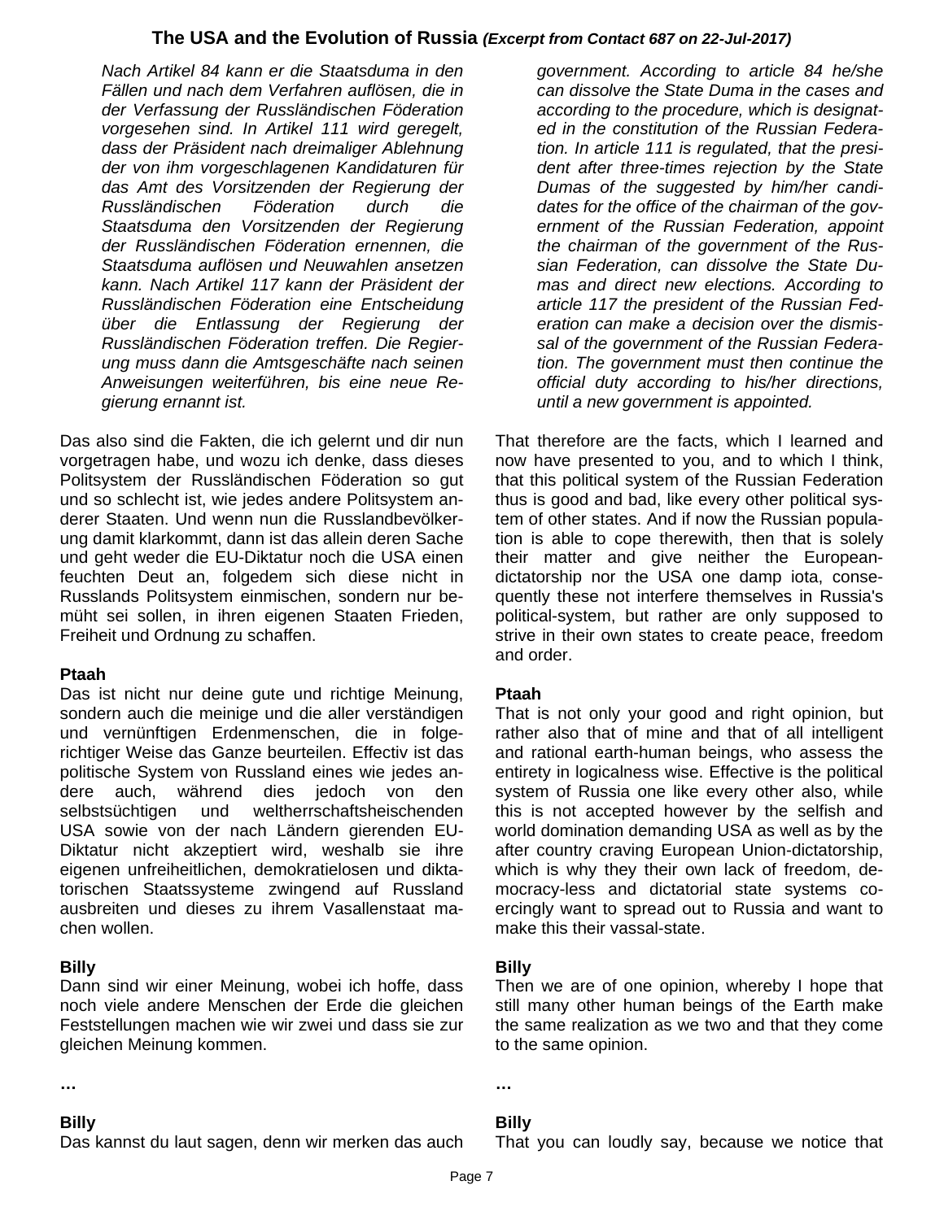*Nach Artikel 84 kann er die Staatsduma in den Fällen und nach dem Verfahren auflösen, die in der Verfassung der Russländischen Föderation vorgesehen sind. In Artikel 111 wird geregelt, dass der Präsident nach dreimaliger Ablehnung der von ihm vorgeschlagenen Kandidaturen für das Amt des Vorsitzenden der Regierung der Russländischen Föderation durch die Staatsduma den Vorsitzenden der Regierung der Russländischen Föderation ernennen, die Staatsduma auflösen und Neuwahlen ansetzen kann. Nach Artikel 117 kann der Präsident der Russländischen Föderation eine Entscheidung über die Entlassung der Regierung der Russländischen Föderation treffen. Die Regierung muss dann die Amtsgeschäfte nach seinen Anweisungen weiterführen, bis eine neue Regierung ernannt ist.*

*government. According to article 84 he/she can dissolve the State Duma in the cases and according to the procedure, which is designated in the constitution of the Russian Federation. In article 111 is regulated, that the president after three-times rejection by the State Dumas of the suggested by him/her candidates for the office of the chairman of the government of the Russian Federation, appoint the chairman of the government of the Russian Federation, can dissolve the State Dumas and direct new elections. According to article 117 the president of the Russian Federation can make a decision over the dismissal of the government of the Russian Federation. The government must then continue the official duty according to his/her directions, until a new government is appointed.*

Das also sind die Fakten, die ich gelernt und dir nun vorgetragen habe, und wozu ich denke, dass dieses Politsystem der Russländischen Föderation so gut und so schlecht ist, wie jedes andere Politsystem anderer Staaten. Und wenn nun die Russlandbevölkerung damit klarkommt, dann ist das allein deren Sache und geht weder die EU-Diktatur noch die USA einen feuchten Deut an, folgedem sich diese nicht in Russlands Politsystem einmischen, sondern nur bemüht sei sollen, in ihren eigenen Staaten Frieden, Freiheit und Ordnung zu schaffen.

That therefore are the facts, which I learned and now have presented to you, and to which I think, that this political system of the Russian Federation thus is good and bad, like every other political system of other states. And if now the Russian population is able to cope therewith, then that is solely their matter and give neither the European-dictatorship nor the USA one damp iota, consequently these not interfere themselves in Russia's political-system, but rather are only supposed to strive in their own states to create peace, freedom and order.

**Ptaah**
Das ist nicht nur deine gute und richtige Meinung, sondern auch die meinige und die aller verständigen und vernünftigen Erdenmenschen, die in folgerichtiger Weise das Ganze beurteilen. Effectiv ist das politische System von Russland eines wie jedes andere auch, während dies jedoch von den selbstsüchtigen und weltherrschaftsheischenden USA sowie von der nach Ländern gierenden EU-Diktatur nicht akzeptiert wird, weshalb sie ihre eigenen unfreiheitlichen, demokratielosen und diktatorischen Staatssysteme zwingend auf Russland ausbreiten und dieses zu ihrem Vasallenstaat machen wollen.

**Ptaah**
That is not only your good and right opinion, but rather also that of mine and that of all intelligent and rational earth-human beings, who assess the entirety in logicalness wise. Effective is the political system of Russia one like every other also, while this is not accepted however by the selfish and world domination demanding USA as well as by the after country craving European Union-dictatorship, which is why they their own lack of freedom, democracy-less and dictatorial state systems coercingly want to spread out to Russia and want to make this their vassal-state.

**Billy**
Dann sind wir einer Meinung, wobei ich hoffe, dass noch viele andere Menschen der Erde die gleichen Feststellungen machen wie wir zwei und dass sie zur gleichen Meinung kommen.

**Billy**
Then we are of one opinion, whereby I hope that still many other human beings of the Earth make the same realization as we two and that they come to the same opinion.

…

…

**Billy**
Das kannst du laut sagen, denn wir merken das auch

**Billy**
That you can loudly say, because we notice that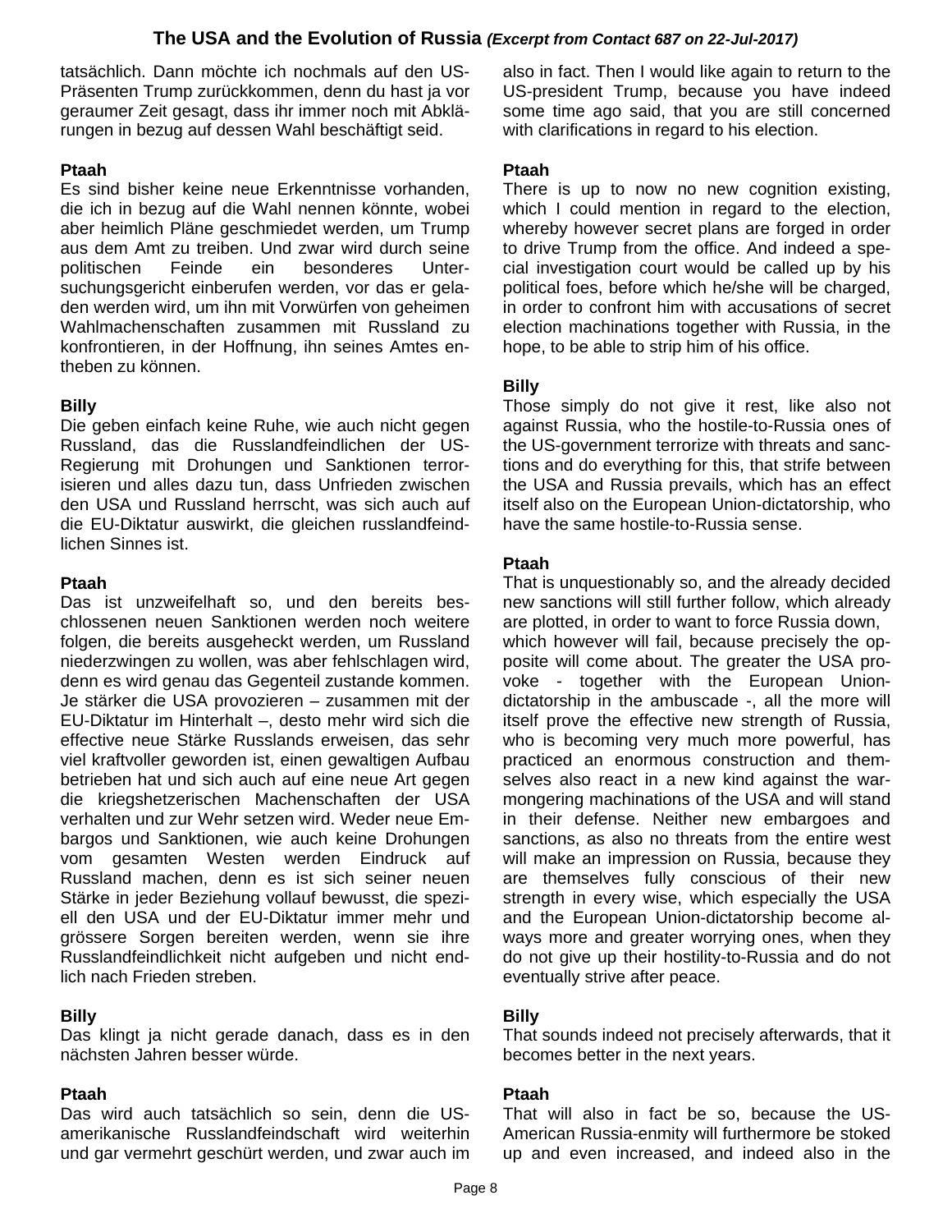tatsächlich. Dann möchte ich nochmals auf den US-Präsenten Trump zurückkommen, denn du hast ja vor geraumer Zeit gesagt, dass ihr immer noch mit Abklärungen in bezug auf dessen Wahl beschäftigt seid.

also in fact. Then I would like again to return to the US-president Trump, because you have indeed some time ago said, that you are still concerned with clarifications in regard to his election.

**Ptaah**
Es sind bisher keine neue Erkenntnisse vorhanden, die ich in bezug auf die Wahl nennen könnte, wobei aber heimlich Pläne geschmiedet werden, um Trump aus dem Amt zu treiben. Und zwar wird durch seine politischen Feinde ein besonderes Untersuchungsgericht einberufen werden, vor das er geladen werden wird, um ihn mit Vorwürfen von geheimen Wahlmachenschaften zusammen mit Russland zu konfrontieren, in der Hoffnung, ihn seines Amtes entheben zu können.

**Ptaah**
There is up to now no new cognition existing, which I could mention in regard to the election, whereby however secret plans are forged in order to drive Trump from the office. And indeed a special investigation court would be called up by his political foes, before which he/she will be charged, in order to confront him with accusations of secret election machinations together with Russia, in the hope, to be able to strip him of his office.

**Billy**
Die geben einfach keine Ruhe, wie auch nicht gegen Russland, das die Russlandfeindlichen der US-Regierung mit Drohungen und Sanktionen terrorisieren und alles dazu tun, dass Unfrieden zwischen den USA und Russland herrscht, was sich auch auf die EU-Diktatur auswirkt, die gleichen russlandfeindlichen Sinnes ist.

**Billy**
Those simply do not give it rest, like also not against Russia, who the hostile-to-Russia ones of the US-government terrorize with threats and sanctions and do everything for this, that strife between the USA and Russia prevails, which has an effect itself also on the European Union-dictatorship, who have the same hostile-to-Russia sense.

**Ptaah**
Das ist unzweifelhaft so, und den bereits beschlossenen neuen Sanktionen werden noch weitere folgen, die bereits ausgeheckt werden, um Russland niederzwingen zu wollen, was aber fehlschlagen wird, denn es wird genau das Gegenteil zustande kommen. Je stärker die USA provozieren – zusammen mit der EU-Diktatur im Hinterhalt –, desto mehr wird sich die effective neue Stärke Russlands erweisen, das sehr viel kraftvoller geworden ist, einen gewaltigen Aufbau betrieben hat und sich auch auf eine neue Art gegen die kriegshetzerischen Machenschaften der USA verhalten und zur Wehr setzen wird. Weder neue Embargos und Sanktionen, wie auch keine Drohungen vom gesamten Westen werden Eindruck auf Russland machen, denn es ist sich seiner neuen Stärke in jeder Beziehung vollauf bewusst, die speziell den USA und der EU-Diktatur immer mehr und grössere Sorgen bereiten werden, wenn sie ihre Russlandfeindlichkeit nicht aufgeben und nicht endlich nach Frieden streben.

**Ptaah**
That is unquestionably so, and the already decided new sanctions will still further follow, which already are plotted, in order to want to force Russia down, which however will fail, because precisely the opposite will come about. The greater the USA provoke - together with the European Union-dictatorship in the ambuscade -, all the more will itself prove the effective new strength of Russia, who is becoming very much more powerful, has practiced an enormous construction and themselves also react in a new kind against the war-mongering machinations of the USA and will stand in their defense. Neither new embargoes and sanctions, as also no threats from the entire west will make an impression on Russia, because they are themselves fully conscious of their new strength in every wise, which especially the USA and the European Union-dictatorship become always more and greater worrying ones, when they do not give up their hostility-to-Russia and do not eventually strive after peace.

**Billy**
Das klingt ja nicht gerade danach, dass es in den nächsten Jahren besser würde.

**Billy**
That sounds indeed not precisely afterwards, that it becomes better in the next years.

**Ptaah**
Das wird auch tatsächlich so sein, denn die US-amerikanische Russlandfeindschaft wird weiterhin und gar vermehrt geschürt werden, und zwar auch im

**Ptaah**
That will also in fact be so, because the US-American Russia-enmity will furthermore be stoked up and even increased, and indeed also in the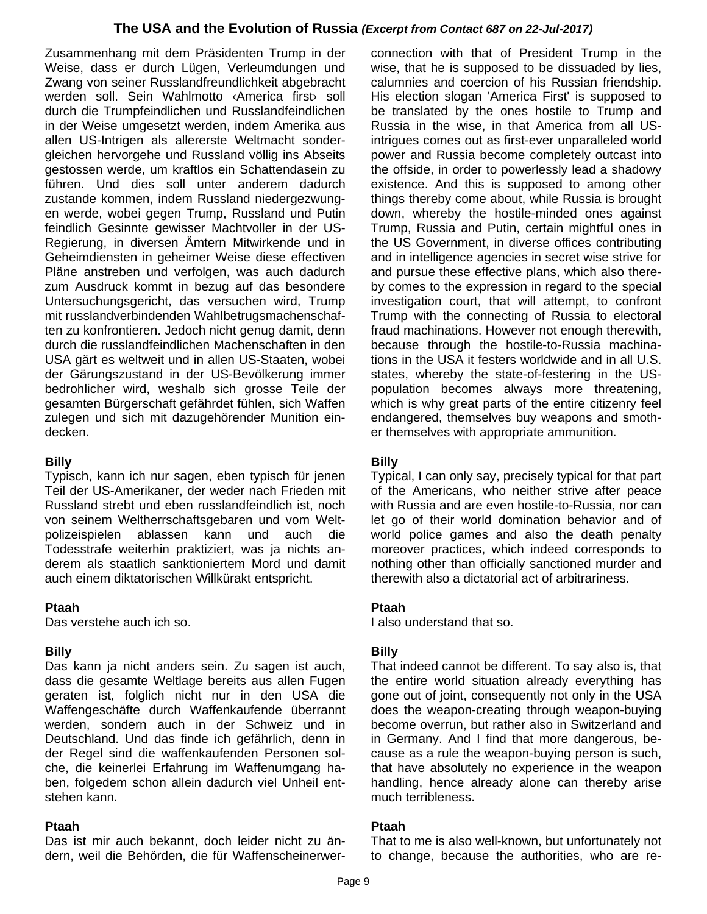Zusammenhang mit dem Präsidenten Trump in der Weise, dass er durch Lügen, Verleumdungen und Zwang von seiner Russlandfreundlichkeit abgebracht werden soll. Sein Wahlmotto ‹America first› soll durch die Trumpfeindlichen und Russlandfeindlichen in der Weise umgesetzt werden, indem Amerika aus allen US-Intrigen als allererste Weltmacht sondergleichen hervorgehe und Russland völlig ins Abseits gestossen werde, um kraftlos ein Schattendasein zu führen. Und dies soll unter anderem dadurch zustande kommen, indem Russland niedergezwungen werde, wobei gegen Trump, Russland und Putin feindlich Gesinnte gewisser Machtvoller in der US-Regierung, in diversen Ämtern Mitwirkende und in Geheimdiensten in geheimer Weise diese effectiven Pläne anstreben und verfolgen, was auch dadurch zum Ausdruck kommt in bezug auf das besondere Untersuchungsgericht, das versuchen wird, Trump mit russlandverbindenden Wahlbetrugsmachenschaften zu konfrontieren. Jedoch nicht genug damit, denn durch die russlandfeindlichen Machenschaften in den USA gärt es weltweit und in allen US-Staaten, wobei der Gärungszustand in der US-Bevölkerung immer bedrohlicher wird, weshalb sich grosse Teile der gesamten Bürgerschaft gefährdet fühlen, sich Waffen zulegen und sich mit dazugehörender Munition eindecken.

connection with that of President Trump in the wise, that he is supposed to be dissuaded by lies, calumnies and coercion of his Russian friendship. His election slogan 'America First' is supposed to be translated by the ones hostile to Trump and Russia in the wise, in that America from all US-intrigues comes out as first-ever unparalleled world power and Russia become completely outcast into the offside, in order to powerlessly lead a shadowy existence. And this is supposed to among other things thereby come about, while Russia is brought down, whereby the hostile-minded ones against Trump, Russia and Putin, certain mightful ones in the US Government, in diverse offices contributing and in intelligence agencies in secret wise strive for and pursue these effective plans, which also thereby comes to the expression in regard to the special investigation court, that will attempt, to confront Trump with the connecting of Russia to electoral fraud machinations. However not enough therewith, because through the hostile-to-Russia machinations in the USA it festers worldwide and in all U.S. states, whereby the state-of-festering in the US-population becomes always more threatening, which is why great parts of the entire citizenry feel endangered, themselves buy weapons and smother themselves with appropriate ammunition.

**Billy**
Typisch, kann ich nur sagen, eben typisch für jenen Teil der US-Amerikaner, der weder nach Frieden mit Russland strebt und eben russlandfeindlich ist, noch von seinem Weltherrschaftsgebaren und vom Weltpolizeispielen ablassen kann und auch die Todesstrafe weiterhin praktiziert, was ja nichts anderem als staatlich sanktioniertem Mord und damit auch einem diktatorischen Willkürakt entspricht.

**Billy**
Typical, I can only say, precisely typical for that part of the Americans, who neither strive after peace with Russia and are even hostile-to-Russia, nor can let go of their world domination behavior and of world police games and also the death penalty moreover practices, which indeed corresponds to nothing other than officially sanctioned murder and therewith also a dictatorial act of arbitrariness.

**Ptaah**
Das verstehe auch ich so.

**Ptaah**
I also understand that so.

**Billy**
Das kann ja nicht anders sein. Zu sagen ist auch, dass die gesamte Weltlage bereits aus allen Fugen geraten ist, folglich nicht nur in den USA die Waffengeschäfte durch Waffenkaufende überrannt werden, sondern auch in der Schweiz und in Deutschland. Und das finde ich gefährlich, denn in der Regel sind die waffenkaufenden Personen solche, die keinerlei Erfahrung im Waffenumgang haben, folgedem schon allein dadurch viel Unheil entstehen kann.

**Billy**
That indeed cannot be different. To say also is, that the entire world situation already everything has gone out of joint, consequently not only in the USA does the weapon-creating through weapon-buying become overrun, but rather also in Switzerland and in Germany. And I find that more dangerous, because as a rule the weapon-buying person is such, that have absolutely no experience in the weapon handling, hence already alone can thereby arise much terribleness.

**Ptaah**
Das ist mir auch bekannt, doch leider nicht zu ändern, weil die Behörden, die für Waffenscheinerwer-

**Ptaah**
That to me is also well-known, but unfortunately not to change, because the authorities, who are re-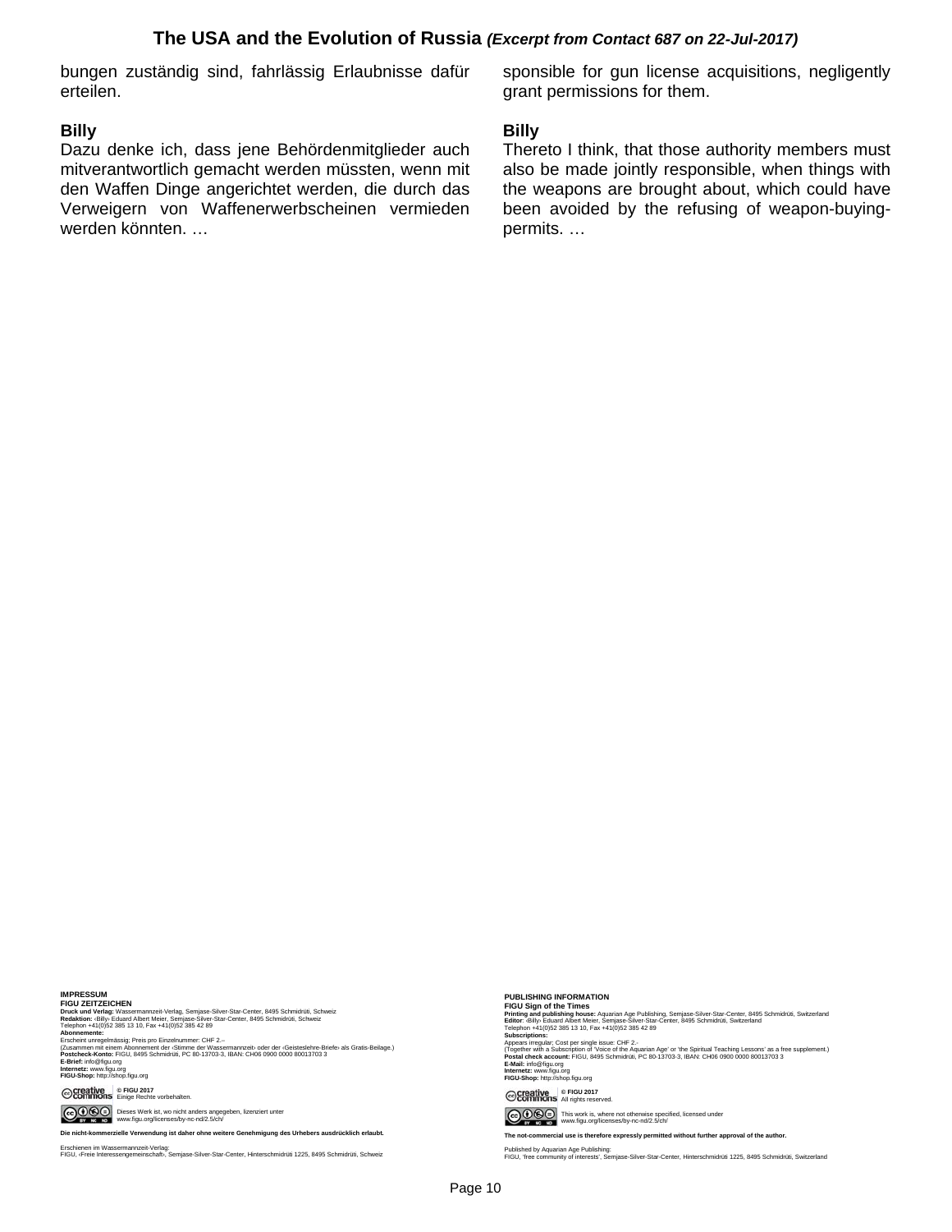bungen zuständig sind, fahrlässig Erlaubnisse dafür erteilen.

sponsible for gun license acquisitions, negligently grant permissions for them.

**Billy**
Dazu denke ich, dass jene Behördenmitglieder auch mitverantwortlich gemacht werden müssten, wenn mit den Waffen Dinge angerichtet werden, die durch das Verweigern von Waffenerwerbscheinen vermieden werden könnten. …

**Billy**
Thereto I think, that those authority members must also be made jointly responsible, when things with the weapons are brought about, which could have been avoided by the refusing of weapon-buying-permits. …

**IMPRESSUM**
**FIGU ZEITZEICHEN**
**Druck und Verlag:** Wassermannzeit-Verlag, Semjase-Silver-Star-Center, 8495 Schmidrüti, Schweiz
**Redaktion:** ‹Billy› Eduard Albert Meier, Semjase-Silver-Star-Center, 8495 Schmidrüti, Schweiz
Telephon +41(0)52 385 13 10, Fax +41(0)52 385 42 89
**Abonnemente:**
Erscheint unregelmässig; Preis pro Einzelnummer: CHF 2.–
(Zusammen mit einem Abonnement der ‹Stimme der Wassermannzeit› oder der ‹Geisteslehre-Briefe› als Gratis-Beilage.)
**Postcheck-Konto:** FIGU, 8495 Schmidrüti, PC 80-13703-3, IBAN: CH06 0900 0000 80013703 3
**E-Brief:** info@figu.org
**Internetz:** www.figu.org
**FIGU-Shop:** http://shop.figu.org

**© FIGU 2017**
Einige Rechte vorbehalten.

Dieses Werk ist, wo nicht anders angegeben, lizenziert unter www.figu.org/licenses/by-nc-nd/2.5/ch/

**Die nicht-kommerzielle Verwendung ist daher ohne weitere Genehmigung des Urhebers ausdrücklich erlaubt.**

Erschienen im Wassermannzeit-Verlag:
FIGU, ‹Freie Interessengemeinschaft›, Semjase-Silver-Star-Center, Hinterschmidrüti 1225, 8495 Schmidrüti, Schweiz

**PUBLISHING INFORMATION**
**FIGU Sign of the Times**
**Printing and publishing house:** Aquarian Age Publishing, Semjase-Silver-Star-Center, 8495 Schmidrüti, Switzerland
**Editor**: ‹Billy› Eduard Albert Meier, Semjase-Silver-Star-Center, 8495 Schmidrüti, Switzerland
Telephon +41(0)52 385 13 10, Fax +41(0)52 385 42 89
**Subscriptions:**
Appears irregular; Cost per single issue: CHF 2.-
(Together with a Subscription of 'Voice of the Aquarian Age' or 'the Spiritual Teaching Lessons' as a free supplement.)
**Postal check account:** FIGU, 8495 Schmidrüti, PC 80-13703-3, IBAN: CH06 0900 0000 80013703 3
**E-Mail:** info@figu.org
**Internetz:** www.figu.org
**FIGU-Shop:** http://shop.figu.org

**© FIGU 2017**
All rights reserved.

This work is, where not otherwise specified, licensed under www.figu.org/licenses/by-nc-nd/2.5/ch/

**The not-commercial use is therefore expressly permitted without further approval of the author.**

Published by Aquarian Age Publishing:
FIGU, 'free community of interests', Semjase-Silver-Star-Center, Hinterschmidrüti 1225, 8495 Schmidrüti, Switzerland